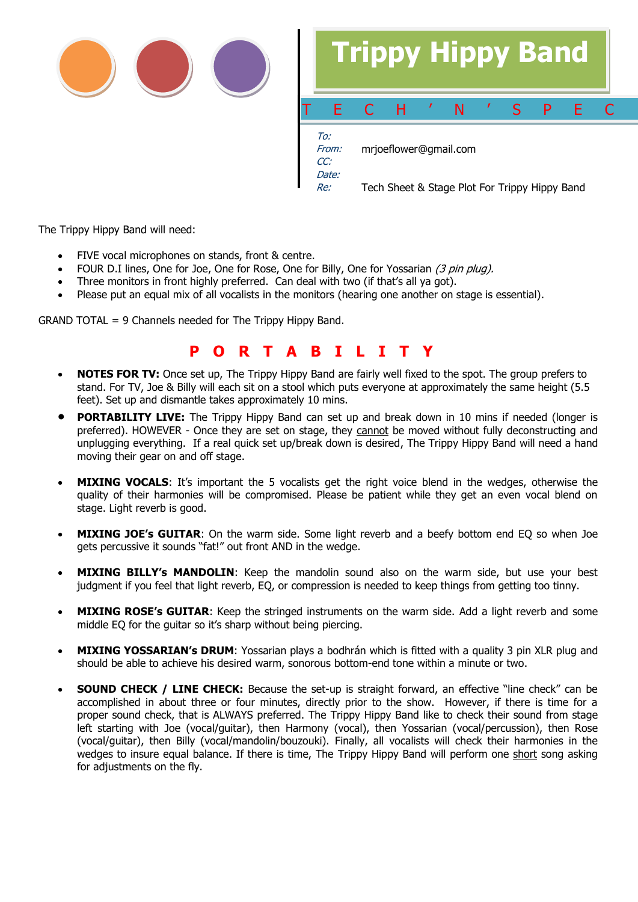# Trippy Hippy Band

T E C H ' N ' S P E C

*To:*
*From:* mrjoeflower@gmail.com
*CC:*
*Date:*
*Re:* Tech Sheet & Stage Plot For Trippy Hippy Band

The Trippy Hippy Band will need:

- FIVE vocal microphones on stands, front & centre.
- FOUR D.I lines, One for Joe, One for Rose, One for Billy, One for Yossarian *(3 pin plug).*
- Three monitors in front highly preferred. Can deal with two (if that's all ya got).
- Please put an equal mix of all vocalists in the monitors (hearing one another on stage is essential).

GRAND TOTAL = 9 Channels needed for The Trippy Hippy Band.

## P O R T A B I L I T Y

- **NOTES FOR TV:** Once set up, The Trippy Hippy Band are fairly well fixed to the spot. The group prefers to stand. For TV, Joe & Billy will each sit on a stool which puts everyone at approximately the same height (5.5 feet). Set up and dismantle takes approximately 10 mins.
- **PORTABILITY LIVE:** The Trippy Hippy Band can set up and break down in 10 mins if needed (longer is preferred). HOWEVER - Once they are set on stage, they cannot be moved without fully deconstructing and unplugging everything. If a real quick set up/break down is desired, The Trippy Hippy Band will need a hand moving their gear on and off stage.
- **MIXING VOCALS**: It's important the 5 vocalists get the right voice blend in the wedges, otherwise the quality of their harmonies will be compromised. Please be patient while they get an even vocal blend on stage. Light reverb is good.
- **MIXING JOE's GUITAR**: On the warm side. Some light reverb and a beefy bottom end EQ so when Joe gets percussive it sounds "fat!" out front AND in the wedge.
- **MIXING BILLY's MANDOLIN**: Keep the mandolin sound also on the warm side, but use your best judgment if you feel that light reverb, EQ, or compression is needed to keep things from getting too tinny.
- **MIXING ROSE's GUITAR**: Keep the stringed instruments on the warm side. Add a light reverb and some middle EQ for the guitar so it's sharp without being piercing.
- **MIXING YOSSARIAN's DRUM**: Yossarian plays a bodhrán which is fitted with a quality 3 pin XLR plug and should be able to achieve his desired warm, sonorous bottom-end tone within a minute or two.
- **SOUND CHECK / LINE CHECK:** Because the set-up is straight forward, an effective "line check" can be accomplished in about three or four minutes, directly prior to the show. However, if there is time for a proper sound check, that is ALWAYS preferred. The Trippy Hippy Band like to check their sound from stage left starting with Joe (vocal/guitar), then Harmony (vocal), then Yossarian (vocal/percussion), then Rose (vocal/guitar), then Billy (vocal/mandolin/bouzouki). Finally, all vocalists will check their harmonies in the wedges to insure equal balance. If there is time, The Trippy Hippy Band will perform one short song asking for adjustments on the fly.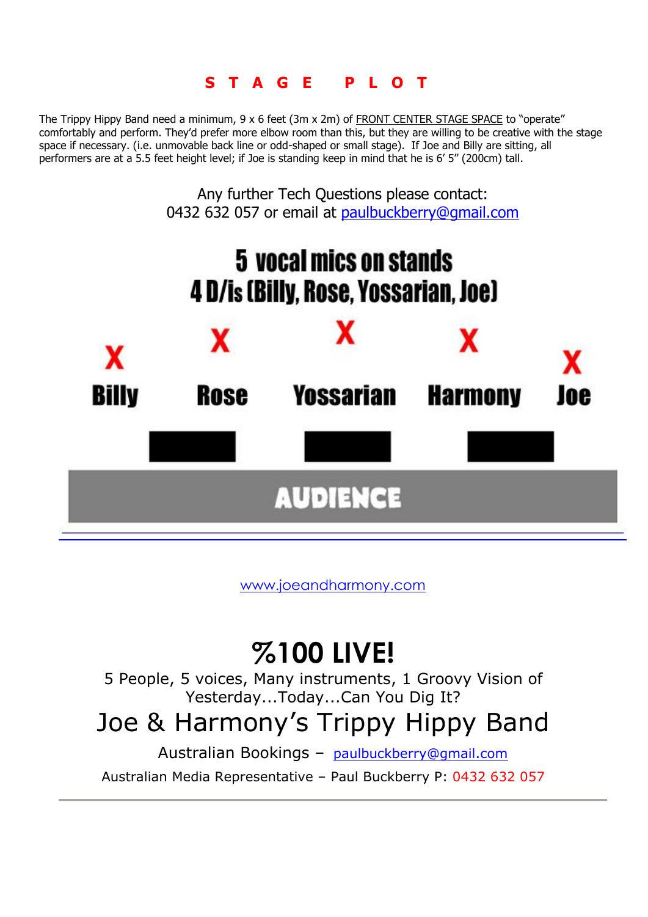# STAGE PLOT

The Trippy Hippy Band need a minimum, 9 x 6 feet (3m x 2m) of FRONT CENTER STAGE SPACE to "operate" comfortably and perform. They'd prefer more elbow room than this, but they are willing to be creative with the stage space if necessary. (i.e. unmovable back line or odd-shaped or small stage). If Joe and Billy are sitting, all performers are at a 5.5 feet height level; if Joe is standing keep in mind that he is 6' 5" (200cm) tall.

Any further Tech Questions please contact:
0432 632 057 or email at paulbuckberry@gmail.com

**5 vocal mics on stands**
**4 D/is (Billy, Rose, Yossarian, Joe)**

X X X X X

Billy Rose Yossarian Harmony Joe

AUDIENCE

www.joeandharmony.com

# %100 LIVE!

5 People, 5 voices, Many instruments, 1 Groovy Vision of Yesterday...Today...Can You Dig It?

## Joe & Harmony's Trippy Hippy Band

Australian Bookings – paulbuckberry@gmail.com

Australian Media Representative – Paul Buckberry P: 0432 632 057